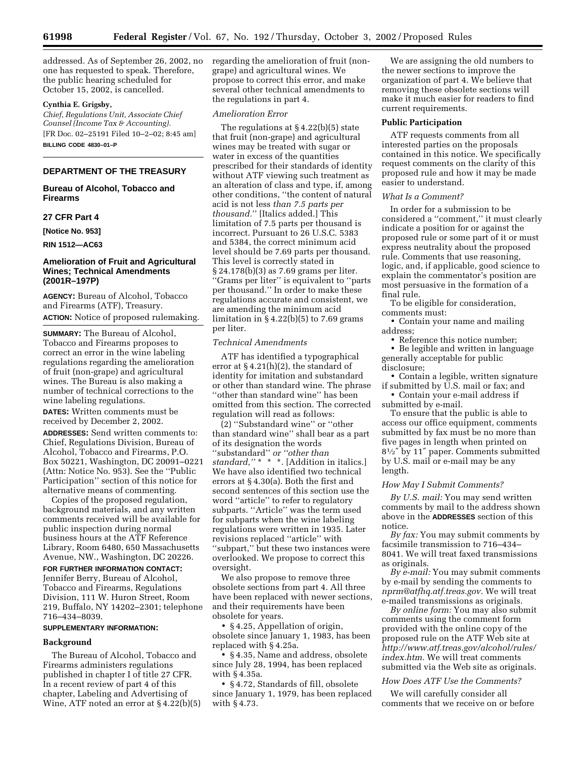addressed. As of September 26, 2002, no one has requested to speak. Therefore, the public hearing scheduled for October 15, 2002, is cancelled.

**Cynthia E. Grigsby,**

*Chief, Regulations Unit, Associate Chief Counsel (Income Tax & Accounting).*

[FR Doc. 02–25191 Filed 10–2–02; 8:45 am]

**BILLING CODE 4830–01–P**

## DEPARTMENT OF THE TREASURY

### Bureau of Alcohol, Tobacco and Firearms

### 27 CFR Part 4

**[Notice No. 953]**

**RIN 1512—AC63**

### Amelioration of Fruit and Agricultural Wines; Technical Amendments (2001R–197P)

**AGENCY:** Bureau of Alcohol, Tobacco and Firearms (ATF), Treasury.

**ACTION:** Notice of proposed rulemaking.

**SUMMARY:** The Bureau of Alcohol, Tobacco and Firearms proposes to correct an error in the wine labeling regulations regarding the amelioration of fruit (non-grape) and agricultural wines. The Bureau is also making a number of technical corrections to the wine labeling regulations.

**DATES:** Written comments must be received by December 2, 2002.

**ADDRESSES:** Send written comments to: Chief, Regulations Division, Bureau of Alcohol, Tobacco and Firearms, P.O. Box 50221, Washington, DC 20091–0221 (Attn: Notice No. 953). See the "Public Participation" section of this notice for alternative means of commenting.

Copies of the proposed regulation, background materials, and any written comments received will be available for public inspection during normal business hours at the ATF Reference Library, Room 6480, 650 Massachusetts Avenue, NW., Washington, DC 20226.

**FOR FURTHER INFORMATION CONTACT:** Jennifer Berry, Bureau of Alcohol, Tobacco and Firearms, Regulations Division, 111 W. Huron Street, Room 219, Buffalo, NY 14202–2301; telephone 716–434–8039.

**SUPPLEMENTARY INFORMATION:**

#### Background

The Bureau of Alcohol, Tobacco and Firearms administers regulations published in chapter I of title 27 CFR. In a recent review of part 4 of this chapter, Labeling and Advertising of Wine, ATF noted an error at § 4.22(b)(5) regarding the amelioration of fruit (non-grape) and agricultural wines. We propose to correct this error, and make several other technical amendments to the regulations in part 4.

*Amelioration Error*

The regulations at § 4.22(b)(5) state that fruit (non-grape) and agricultural wines may be treated with sugar or water in excess of the quantities prescribed for their standards of identity without ATF viewing such treatment as an alteration of class and type, if, among other conditions, "the content of natural acid is not less *than 7.5 parts per thousand.*" [Italics added.] This limitation of 7.5 parts per thousand is incorrect. Pursuant to 26 U.S.C. 5383 and 5384, the correct minimum acid level should be 7.69 parts per thousand. This level is correctly stated in § 24.178(b)(3) as 7.69 grams per liter. "Grams per liter" is equivalent to "parts per thousand." In order to make these regulations accurate and consistent, we are amending the minimum acid limitation in § 4.22(b)(5) to 7.69 grams per liter.

*Technical Amendments*

ATF has identified a typographical error at § 4.21(h)(2), the standard of identity for imitation and substandard or other than standard wine. The phrase "other than standard wine" has been omitted from this section. The corrected regulation will read as follows:

(2) "Substandard wine" or "other than standard wine" shall bear as a part of its designation the words "substandard" *or "other than standard,"* * * *. [Addition in italics.]

We have also identified two technical errors at § 4.30(a). Both the first and second sentences of this section use the word "article" to refer to regulatory subparts. "Article" was the term used for subparts when the wine labeling regulations were written in 1935. Later revisions replaced "article" with "subpart," but these two instances were overlooked. We propose to correct this oversight.

We also propose to remove three obsolete sections from part 4. All three have been replaced with newer sections, and their requirements have been obsolete for years.

- § 4.25, Appellation of origin, obsolete since January 1, 1983, has been replaced with § 4.25a.
- § 4.35, Name and address, obsolete since July 28, 1994, has been replaced with § 4.35a.
- § 4.72, Standards of fill, obsolete since January 1, 1979, has been replaced with § 4.73.

We are assigning the old numbers to the newer sections to improve the organization of part 4. We believe that removing these obsolete sections will make it much easier for readers to find current requirements.

#### Public Participation

ATF requests comments from all interested parties on the proposals contained in this notice. We specifically request comments on the clarity of this proposed rule and how it may be made easier to understand.

*What Is a Comment?*

In order for a submission to be considered a "comment," it must clearly indicate a position for or against the proposed rule or some part of it or must express neutrality about the proposed rule. Comments that use reasoning, logic, and, if applicable, good science to explain the commentator's position are most persuasive in the formation of a final rule.

To be eligible for consideration, comments must:

- Contain your name and mailing address;
- Reference this notice number;
- Be legible and written in language generally acceptable for public disclosure;
- Contain a legible, written signature if submitted by U.S. mail or fax; and
- Contain your e-mail address if submitted by e-mail.

To ensure that the public is able to access our office equipment, comments submitted by fax must be no more than five pages in length when printed on 8½″ by 11″ paper. Comments submitted by U.S. mail or e-mail may be any length.

*How May I Submit Comments?*

*By U.S. mail:* You may send written comments by mail to the address shown above in the **ADDRESSES** section of this notice.

*By fax:* You may submit comments by facsimile transmission to 716–434–8041. We will treat faxed transmissions as originals.

*By e-mail:* You may submit comments by e-mail by sending the comments to *nprm@atfhq.atf.treas.gov.* We will treat e-mailed transmissions as originals.

*By online form:* You may also submit comments using the comment form provided with the online copy of the proposed rule on the ATF Web site at *http://www.atf.treas.gov/alcohol/rules/index.htm.* We will treat comments submitted via the Web site as originals.

*How Does ATF Use the Comments?*

We will carefully consider all comments that we receive on or before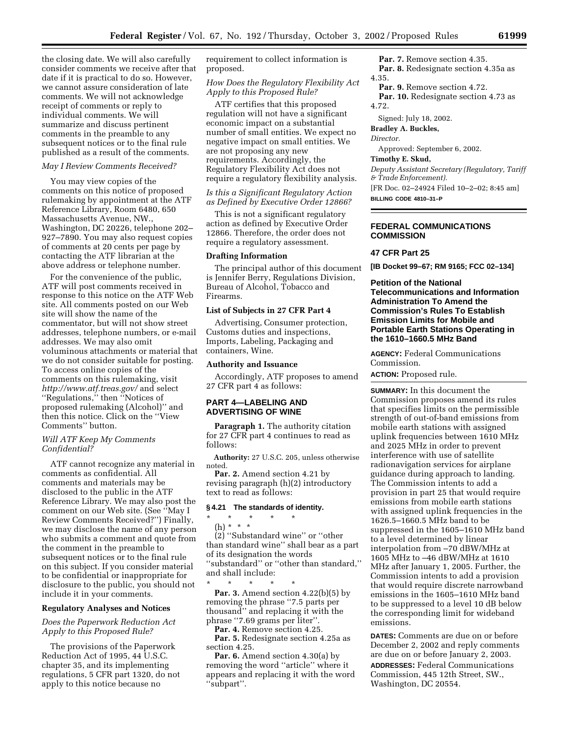the closing date. We will also carefully consider comments we receive after that date if it is practical to do so. However, we cannot assure consideration of late comments. We will not acknowledge receipt of comments or reply to individual comments. We will summarize and discuss pertinent comments in the preamble to any subsequent notices or to the final rule published as a result of the comments.

*May I Review Comments Received?*

You may view copies of the comments on this notice of proposed rulemaking by appointment at the ATF Reference Library, Room 6480, 650 Massachusetts Avenue, NW., Washington, DC 20226, telephone 202–927–7890. You may also request copies of comments at 20 cents per page by contacting the ATF librarian at the above address or telephone number.

For the convenience of the public, ATF will post comments received in response to this notice on the ATF Web site. All comments posted on our Web site will show the name of the commentator, but will not show street addresses, telephone numbers, or e-mail addresses. We may also omit voluminous attachments or material that we do not consider suitable for posting. To access online copies of the comments on this rulemaking, visit *http://www.atf.treas.gov/* and select ''Regulations,'' then ''Notices of proposed rulemaking (Alcohol)'' and then this notice. Click on the ''View Comments'' button.

*Will ATF Keep My Comments Confidential?*

ATF cannot recognize any material in comments as confidential. All comments and materials may be disclosed to the public in the ATF Reference Library. We may also post the comment on our Web site. (See ''May I Review Comments Received?'') Finally, we may disclose the name of any person who submits a comment and quote from the comment in the preamble to subsequent notices or to the final rule on this subject. If you consider material to be confidential or inappropriate for disclosure to the public, you should not include it in your comments.

**Regulatory Analyses and Notices**

*Does the Paperwork Reduction Act Apply to this Proposed Rule?*

The provisions of the Paperwork Reduction Act of 1995, 44 U.S.C. chapter 35, and its implementing regulations, 5 CFR part 1320, do not apply to this notice because no requirement to collect information is proposed.

*How Does the Regulatory Flexibility Act Apply to this Proposed Rule?*

ATF certifies that this proposed regulation will not have a significant economic impact on a substantial number of small entities. We expect no negative impact on small entities. We are not proposing any new requirements. Accordingly, the Regulatory Flexibility Act does not require a regulatory flexibility analysis.

*Is this a Significant Regulatory Action as Defined by Executive Order 12866?*

This is not a significant regulatory action as defined by Executive Order 12866. Therefore, the order does not require a regulatory assessment.

**Drafting Information**

The principal author of this document is Jennifer Berry, Regulations Division, Bureau of Alcohol, Tobacco and Firearms.

**List of Subjects in 27 CFR Part 4**

Advertising, Consumer protection, Customs duties and inspections, Imports, Labeling, Packaging and containers, Wine.

**Authority and Issuance**

Accordingly, ATF proposes to amend 27 CFR part 4 as follows:

## PART 4—LABELING AND ADVERTISING OF WINE

**Paragraph 1.** The authority citation for 27 CFR part 4 continues to read as follows:

**Authority:** 27 U.S.C. 205, unless otherwise noted.

**Par. 2.** Amend section 4.21 by revising paragraph (h)(2) introductory text to read as follows:

**§ 4.21 The standards of identity.**

\* \* \* \* \*

(h) \* \* \*

(2) ''Substandard wine'' or ''other than standard wine'' shall bear as a part of its designation the words ''substandard'' or ''other than standard,'' and shall include:

\* \* \* \* \*

**Par. 3.** Amend section 4.22(b)(5) by removing the phrase ''7.5 parts per thousand'' and replacing it with the phrase ''7.69 grams per liter''.

**Par. 4.** Remove section 4.25.

**Par. 5.** Redesignate section 4.25a as section 4.25.

**Par. 6.** Amend section 4.30(a) by removing the word ''article'' where it appears and replacing it with the word ''subpart''.

**Par. 7.** Remove section 4.35.

**Par. 8.** Redesignate section 4.35a as 4.35.

**Par. 9.** Remove section 4.72.

**Par. 10.** Redesignate section 4.73 as 4.72.

Signed: July 18, 2002.

**Bradley A. Buckles,**

*Director.*

Approved: September 6, 2002.

**Timothy E. Skud,**

*Deputy Assistant Secretary (Regulatory, Tariff & Trade Enforcement).*

[FR Doc. 02–24924 Filed 10–2–02; 8:45 am]

**BILLING CODE 4810–31–P**

---

## FEDERAL COMMUNICATIONS COMMISSION

## 47 CFR Part 25

**[IB Docket 99–67; RM 9165; FCC 02–134]**

## Petition of the National Telecommunications and Information Administration To Amend the Commission's Rules To Establish Emission Limits for Mobile and Portable Earth Stations Operating in the 1610–1660.5 MHz Band

**AGENCY:** Federal Communications Commission.

**ACTION:** Proposed rule.

**SUMMARY:** In this document the Commission proposes amend its rules that specifies limits on the permissible strength of out-of-band emissions from mobile earth stations with assigned uplink frequencies between 1610 MHz and 2025 MHz in order to prevent interference with use of satellite radionavigation services for airplane guidance during approach to landing. The Commission intents to add a provision in part 25 that would require emissions from mobile earth stations with assigned uplink frequencies in the 1626.5–1660.5 MHz band to be suppressed in the 1605–1610 MHz band to a level determined by linear interpolation from –70 dBW/MHz at 1605 MHz to –46 dBW/MHz at 1610 MHz after January 1, 2005. Further, the Commission intents to add a provision that would require discrete narrowband emissions in the 1605–1610 MHz band to be suppressed to a level 10 dB below the corresponding limit for wideband emissions.

**DATES:** Comments are due on or before December 2, 2002 and reply comments are due on or before January 2, 2003.

**ADDRESSES:** Federal Communications Commission, 445 12th Street, SW., Washington, DC 20554.